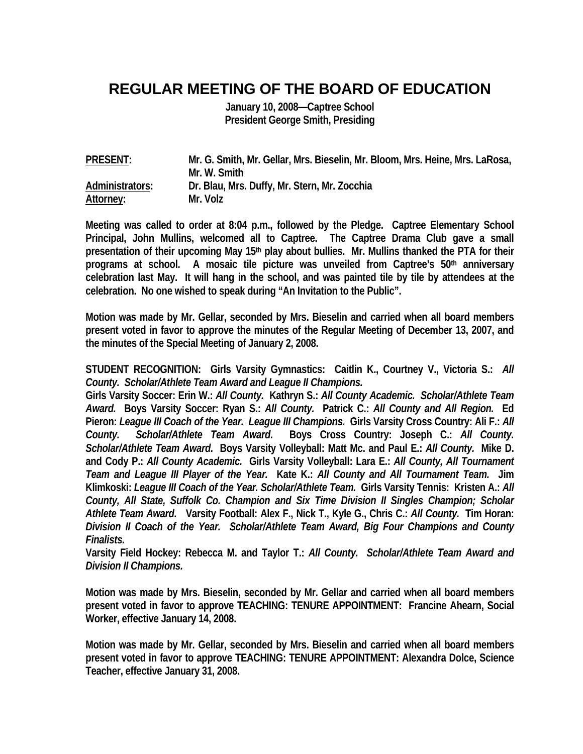# REGULAR MEETING OF THE BOARD OF EDUCATION

**January 10, 2008—Captree School**
**President George Smith, Presiding**

**PRESENT:** Mr. G. Smith, Mr. Gellar, Mrs. Bieselin, Mr. Bloom, Mrs. Heine, Mrs. LaRosa, Mr. W. Smith
**Administrators:** Dr. Blau, Mrs. Duffy, Mr. Stern, Mr. Zocchia
**Attorney:** Mr. Volz

**Meeting was called to order at 8:04 p.m., followed by the Pledge. Captree Elementary School Principal, John Mullins, welcomed all to Captree. The Captree Drama Club gave a small presentation of their upcoming May 15th play about bullies. Mr. Mullins thanked the PTA for their programs at school. A mosaic tile picture was unveiled from Captree's 50th anniversary celebration last May. It will hang in the school, and was painted tile by tile by attendees at the celebration. No one wished to speak during "An Invitation to the Public".**

**Motion was made by Mr. Gellar, seconded by Mrs. Bieselin and carried when all board members present voted in favor to approve the minutes of the Regular Meeting of December 13, 2007, and the minutes of the Special Meeting of January 2, 2008.**

**STUDENT RECOGNITION: Girls Varsity Gymnastics: Caitlin K., Courtney V., Victoria S.: *All County. Scholar/Athlete Team Award and League II Champions.***
**Girls Varsity Soccer: Erin W.: *All County.* Kathryn S.: *All County Academic. Scholar/Athlete Team Award.* Boys Varsity Soccer: Ryan S.: *All County.* Patrick C.: *All County and All Region.* Ed Pieron: *League III Coach of the Year. League III Champions.* Girls Varsity Cross Country: Ali F.: *All County. Scholar/Athlete Team Award.* Boys Cross Country: Joseph C.: *All County. Scholar/Athlete Team Award.* Boys Varsity Volleyball: Matt Mc. and Paul E.: *All County.* Mike D. and Cody P.: *All County Academic.* Girls Varsity Volleyball: Lara E.: *All County, All Tournament Team and League III Player of the Year.* Kate K.: *All County and All Tournament Team.* Jim Klimkoski: *League III Coach of the Year. Scholar/Athlete Team.* Girls Varsity Tennis: Kristen A.: *All County, All State, Suffolk Co. Champion and Six Time Division II Singles Champion; Scholar Athlete Team Award.* Varsity Football: Alex F., Nick T., Kyle G., Chris C.: *All County.* Tim Horan: *Division II Coach of the Year. Scholar/Athlete Team Award, Big Four Champions and County Finalists.***
**Varsity Field Hockey: Rebecca M. and Taylor T.: *All County. Scholar/Athlete Team Award and Division II Champions.***

**Motion was made by Mrs. Bieselin, seconded by Mr. Gellar and carried when all board members present voted in favor to approve TEACHING: TENURE APPOINTMENT: Francine Ahearn, Social Worker, effective January 14, 2008.**

**Motion was made by Mr. Gellar, seconded by Mrs. Bieselin and carried when all board members present voted in favor to approve TEACHING: TENURE APPOINTMENT: Alexandra Dolce, Science Teacher, effective January 31, 2008.**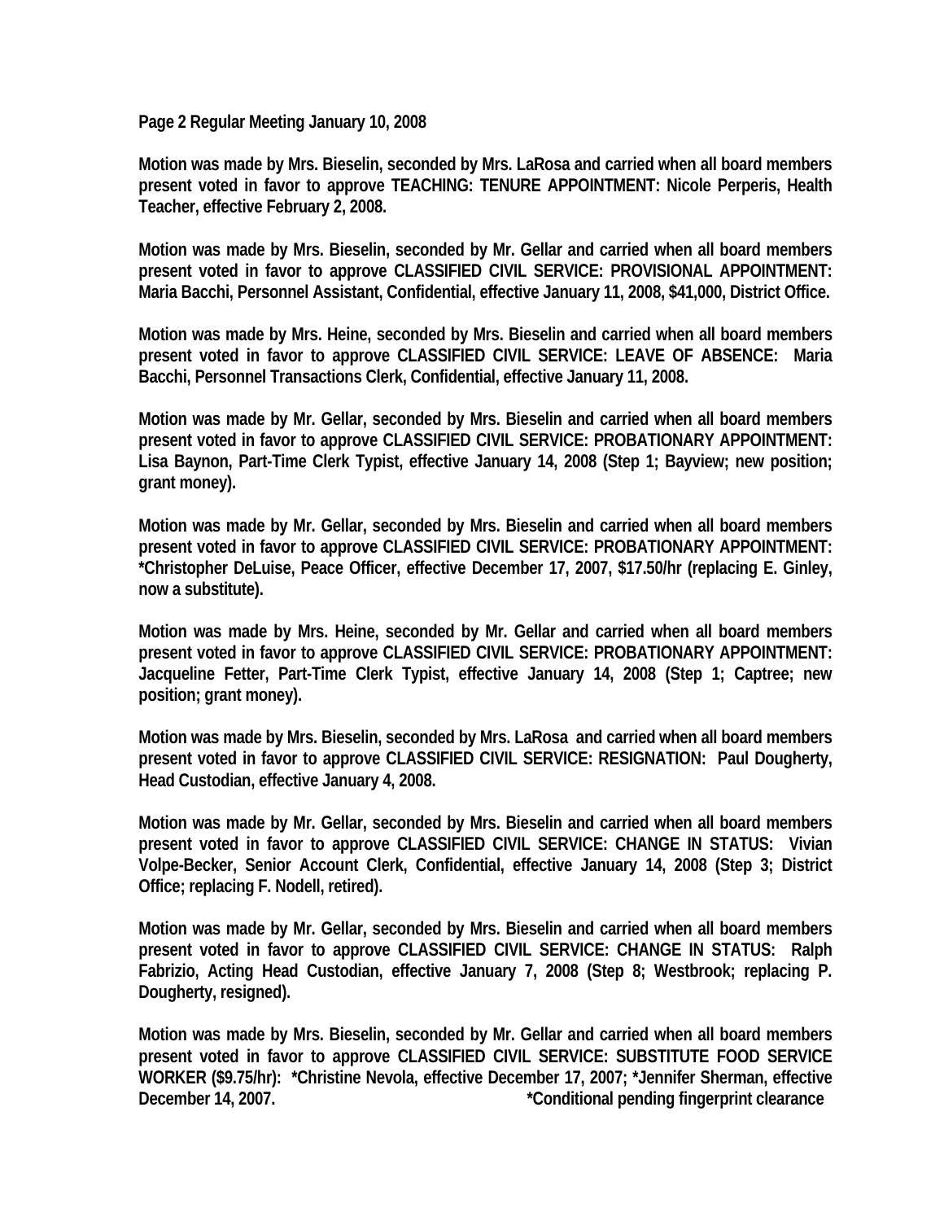**Page 2 Regular Meeting January 10, 2008**

**Motion was made by Mrs. Bieselin, seconded by Mrs. LaRosa and carried when all board members present voted in favor to approve TEACHING: TENURE APPOINTMENT: Nicole Perperis, Health Teacher, effective February 2, 2008.**

**Motion was made by Mrs. Bieselin, seconded by Mr. Gellar and carried when all board members present voted in favor to approve CLASSIFIED CIVIL SERVICE: PROVISIONAL APPOINTMENT: Maria Bacchi, Personnel Assistant, Confidential, effective January 11, 2008, $41,000, District Office.**

**Motion was made by Mrs. Heine, seconded by Mrs. Bieselin and carried when all board members present voted in favor to approve CLASSIFIED CIVIL SERVICE: LEAVE OF ABSENCE: Maria Bacchi, Personnel Transactions Clerk, Confidential, effective January 11, 2008.**

**Motion was made by Mr. Gellar, seconded by Mrs. Bieselin and carried when all board members present voted in favor to approve CLASSIFIED CIVIL SERVICE: PROBATIONARY APPOINTMENT: Lisa Baynon, Part-Time Clerk Typist, effective January 14, 2008 (Step 1; Bayview; new position; grant money).**

**Motion was made by Mr. Gellar, seconded by Mrs. Bieselin and carried when all board members present voted in favor to approve CLASSIFIED CIVIL SERVICE: PROBATIONARY APPOINTMENT: *Christopher DeLuise, Peace Officer, effective December 17, 2007, $17.50/hr (replacing E. Ginley, now a substitute).**

**Motion was made by Mrs. Heine, seconded by Mr. Gellar and carried when all board members present voted in favor to approve CLASSIFIED CIVIL SERVICE: PROBATIONARY APPOINTMENT: Jacqueline Fetter, Part-Time Clerk Typist, effective January 14, 2008 (Step 1; Captree; new position; grant money).**

**Motion was made by Mrs. Bieselin, seconded by Mrs. LaRosa and carried when all board members present voted in favor to approve CLASSIFIED CIVIL SERVICE: RESIGNATION: Paul Dougherty, Head Custodian, effective January 4, 2008.**

**Motion was made by Mr. Gellar, seconded by Mrs. Bieselin and carried when all board members present voted in favor to approve CLASSIFIED CIVIL SERVICE: CHANGE IN STATUS: Vivian Volpe-Becker, Senior Account Clerk, Confidential, effective January 14, 2008 (Step 3; District Office; replacing F. Nodell, retired).**

**Motion was made by Mr. Gellar, seconded by Mrs. Bieselin and carried when all board members present voted in favor to approve CLASSIFIED CIVIL SERVICE: CHANGE IN STATUS: Ralph Fabrizio, Acting Head Custodian, effective January 7, 2008 (Step 8; Westbrook; replacing P. Dougherty, resigned).**

**Motion was made by Mrs. Bieselin, seconded by Mr. Gellar and carried when all board members present voted in favor to approve CLASSIFIED CIVIL SERVICE: SUBSTITUTE FOOD SERVICE WORKER ($9.75/hr): *Christine Nevola, effective December 17, 2007; *Jennifer Sherman, effective December 14, 2007.**

**\*Conditional pending fingerprint clearance**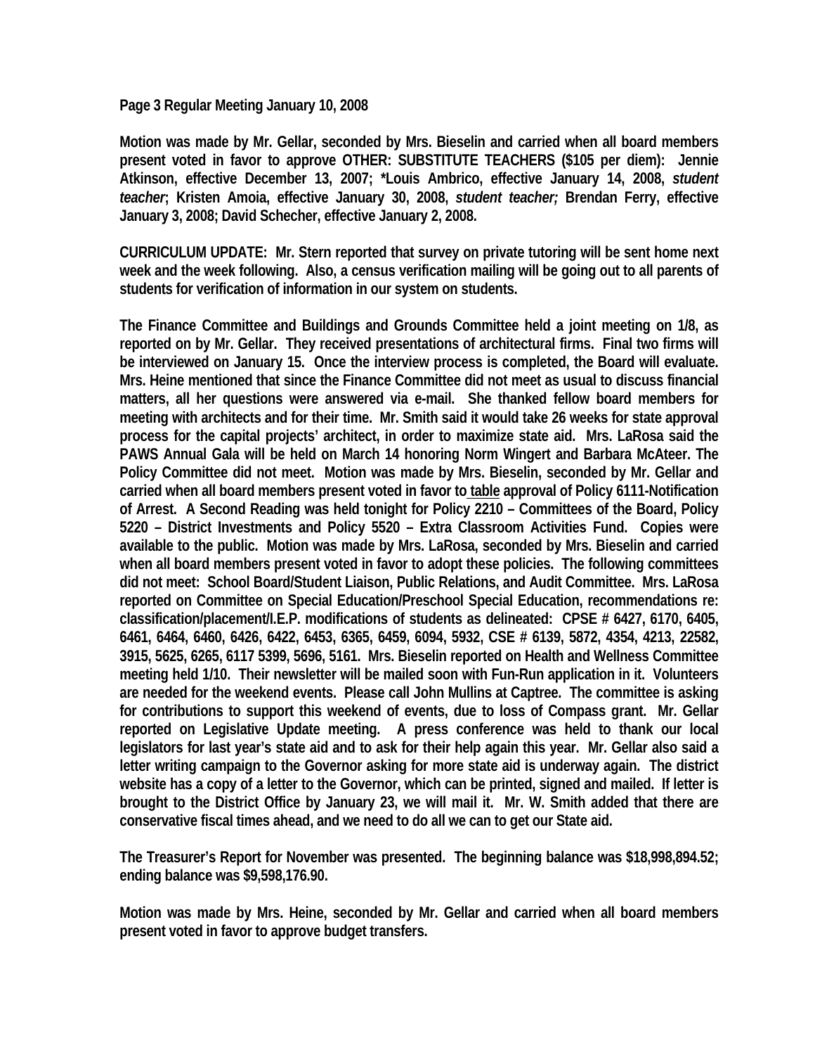**Page 3 Regular Meeting January 10, 2008**

**Motion was made by Mr. Gellar, seconded by Mrs. Bieselin and carried when all board members present voted in favor to approve OTHER: SUBSTITUTE TEACHERS ($105 per diem): Jennie Atkinson, effective December 13, 2007; *Louis Ambrico, effective January 14, 2008, *student teacher*; Kristen Amoia, effective January 30, 2008, *student teacher;* Brendan Ferry, effective January 3, 2008; David Schecher, effective January 2, 2008.**

**CURRICULUM UPDATE: Mr. Stern reported that survey on private tutoring will be sent home next week and the week following. Also, a census verification mailing will be going out to all parents of students for verification of information in our system on students.**

**The Finance Committee and Buildings and Grounds Committee held a joint meeting on 1/8, as reported on by Mr. Gellar. They received presentations of architectural firms. Final two firms will be interviewed on January 15. Once the interview process is completed, the Board will evaluate. Mrs. Heine mentioned that since the Finance Committee did not meet as usual to discuss financial matters, all her questions were answered via e-mail. She thanked fellow board members for meeting with architects and for their time. Mr. Smith said it would take 26 weeks for state approval process for the capital projects' architect, in order to maximize state aid. Mrs. LaRosa said the PAWS Annual Gala will be held on March 14 honoring Norm Wingert and Barbara McAteer. The Policy Committee did not meet. Motion was made by Mrs. Bieselin, seconded by Mr. Gellar and carried when all board members present voted in favor to <u>table</u> approval of Policy 6111-Notification of Arrest. A Second Reading was held tonight for Policy 2210 – Committees of the Board, Policy 5220 – District Investments and Policy 5520 – Extra Classroom Activities Fund. Copies were available to the public. Motion was made by Mrs. LaRosa, seconded by Mrs. Bieselin and carried when all board members present voted in favor to adopt these policies. The following committees did not meet: School Board/Student Liaison, Public Relations, and Audit Committee. Mrs. LaRosa reported on Committee on Special Education/Preschool Special Education, recommendations re: classification/placement/I.E.P. modifications of students as delineated: CPSE # 6427, 6170, 6405, 6461, 6464, 6460, 6426, 6422, 6453, 6365, 6459, 6094, 5932, CSE # 6139, 5872, 4354, 4213, 22582, 3915, 5625, 6265, 6117 5399, 5696, 5161. Mrs. Bieselin reported on Health and Wellness Committee meeting held 1/10. Their newsletter will be mailed soon with Fun-Run application in it. Volunteers are needed for the weekend events. Please call John Mullins at Captree. The committee is asking for contributions to support this weekend of events, due to loss of Compass grant. Mr. Gellar reported on Legislative Update meeting. A press conference was held to thank our local legislators for last year's state aid and to ask for their help again this year. Mr. Gellar also said a letter writing campaign to the Governor asking for more state aid is underway again. The district website has a copy of a letter to the Governor, which can be printed, signed and mailed. If letter is brought to the District Office by January 23, we will mail it. Mr. W. Smith added that there are conservative fiscal times ahead, and we need to do all we can to get our State aid.**

**The Treasurer's Report for November was presented. The beginning balance was $18,998,894.52; ending balance was $9,598,176.90.**

**Motion was made by Mrs. Heine, seconded by Mr. Gellar and carried when all board members present voted in favor to approve budget transfers.**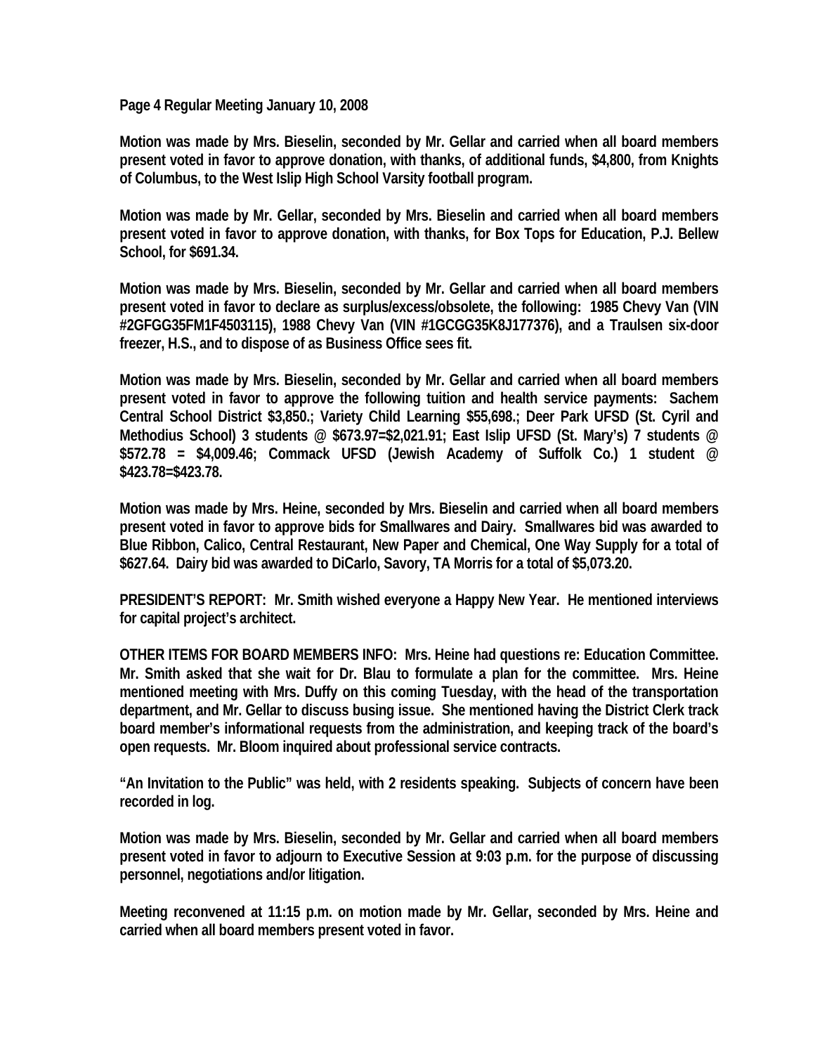**Page 4 Regular Meeting January 10, 2008**

**Motion was made by Mrs. Bieselin, seconded by Mr. Gellar and carried when all board members present voted in favor to approve donation, with thanks, of additional funds, $4,800, from Knights of Columbus, to the West Islip High School Varsity football program.**

**Motion was made by Mr. Gellar, seconded by Mrs. Bieselin and carried when all board members present voted in favor to approve donation, with thanks, for Box Tops for Education, P.J. Bellew School, for $691.34.**

**Motion was made by Mrs. Bieselin, seconded by Mr. Gellar and carried when all board members present voted in favor to declare as surplus/excess/obsolete, the following: 1985 Chevy Van (VIN #2GFGG35FM1F4503115), 1988 Chevy Van (VIN #1GCGG35K8J177376), and a Traulsen six-door freezer, H.S., and to dispose of as Business Office sees fit.**

**Motion was made by Mrs. Bieselin, seconded by Mr. Gellar and carried when all board members present voted in favor to approve the following tuition and health service payments: Sachem Central School District $3,850.; Variety Child Learning $55,698.; Deer Park UFSD (St. Cyril and Methodius School) 3 students @ $673.97=$2,021.91; East Islip UFSD (St. Mary's) 7 students @ $572.78 = $4,009.46; Commack UFSD (Jewish Academy of Suffolk Co.) 1 student @ $423.78=$423.78.**

**Motion was made by Mrs. Heine, seconded by Mrs. Bieselin and carried when all board members present voted in favor to approve bids for Smallwares and Dairy. Smallwares bid was awarded to Blue Ribbon, Calico, Central Restaurant, New Paper and Chemical, One Way Supply for a total of $627.64. Dairy bid was awarded to DiCarlo, Savory, TA Morris for a total of $5,073.20.**

**PRESIDENT'S REPORT: Mr. Smith wished everyone a Happy New Year. He mentioned interviews for capital project's architect.**

**OTHER ITEMS FOR BOARD MEMBERS INFO: Mrs. Heine had questions re: Education Committee. Mr. Smith asked that she wait for Dr. Blau to formulate a plan for the committee. Mrs. Heine mentioned meeting with Mrs. Duffy on this coming Tuesday, with the head of the transportation department, and Mr. Gellar to discuss busing issue. She mentioned having the District Clerk track board member's informational requests from the administration, and keeping track of the board's open requests. Mr. Bloom inquired about professional service contracts.**

**"An Invitation to the Public" was held, with 2 residents speaking. Subjects of concern have been recorded in log.**

**Motion was made by Mrs. Bieselin, seconded by Mr. Gellar and carried when all board members present voted in favor to adjourn to Executive Session at 9:03 p.m. for the purpose of discussing personnel, negotiations and/or litigation.**

**Meeting reconvened at 11:15 p.m. on motion made by Mr. Gellar, seconded by Mrs. Heine and carried when all board members present voted in favor.**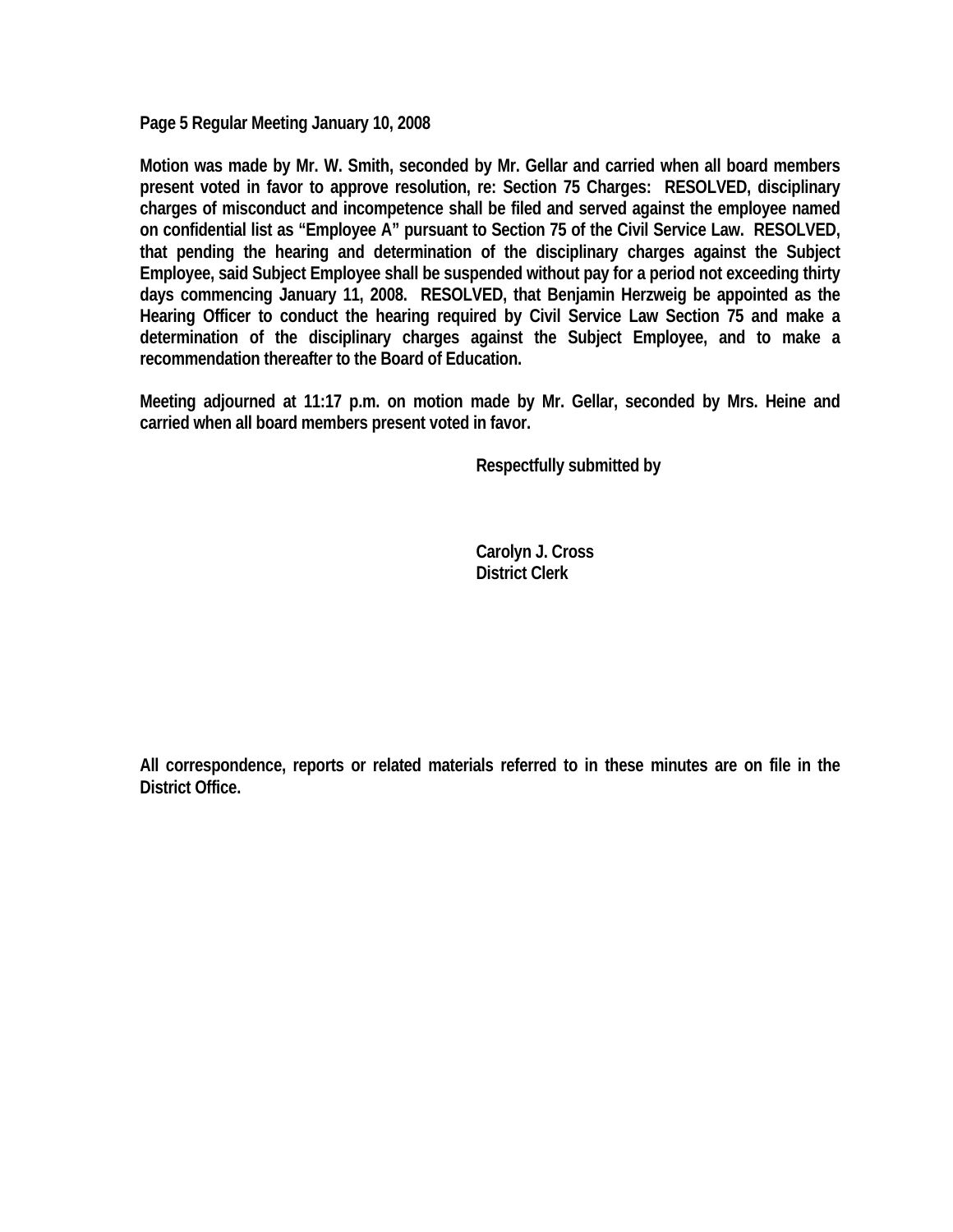**Page 5 Regular Meeting January 10, 2008**

**Motion was made by Mr. W. Smith, seconded by Mr. Gellar and carried when all board members present voted in favor to approve resolution, re: Section 75 Charges: RESOLVED, disciplinary charges of misconduct and incompetence shall be filed and served against the employee named on confidential list as "Employee A" pursuant to Section 75 of the Civil Service Law. RESOLVED, that pending the hearing and determination of the disciplinary charges against the Subject Employee, said Subject Employee shall be suspended without pay for a period not exceeding thirty days commencing January 11, 2008. RESOLVED, that Benjamin Herzweig be appointed as the Hearing Officer to conduct the hearing required by Civil Service Law Section 75 and make a determination of the disciplinary charges against the Subject Employee, and to make a recommendation thereafter to the Board of Education.**

**Meeting adjourned at 11:17 p.m. on motion made by Mr. Gellar, seconded by Mrs. Heine and carried when all board members present voted in favor.**

**Respectfully submitted by**

**Carolyn J. Cross**
**District Clerk**

**All correspondence, reports or related materials referred to in these minutes are on file in the District Office.**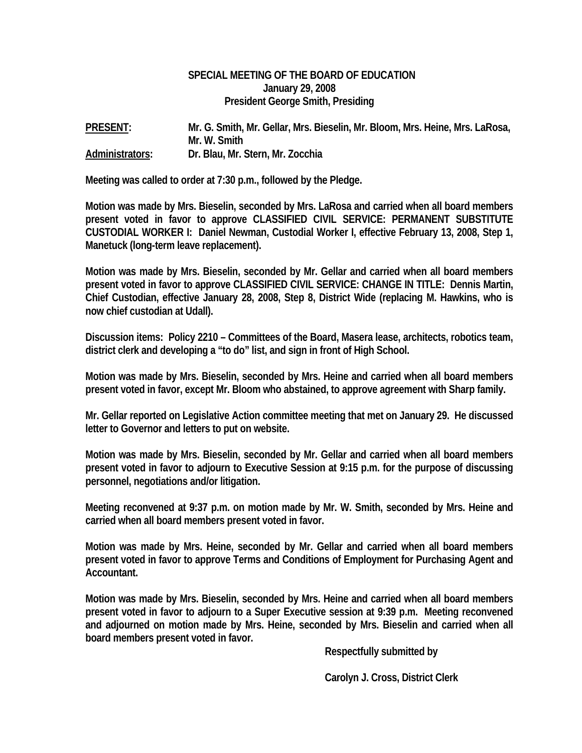**SPECIAL MEETING OF THE BOARD OF EDUCATION**
**January 29, 2008**
**President George Smith, Presiding**

**PRESENT:** Mr. G. Smith, Mr. Gellar, Mrs. Bieselin, Mr. Bloom, Mrs. Heine, Mrs. LaRosa, Mr. W. Smith

**Administrators:** Dr. Blau, Mr. Stern, Mr. Zocchia

Meeting was called to order at 7:30 p.m., followed by the Pledge.

Motion was made by Mrs. Bieselin, seconded by Mrs. LaRosa and carried when all board members present voted in favor to approve CLASSIFIED CIVIL SERVICE: PERMANENT SUBSTITUTE CUSTODIAL WORKER I: Daniel Newman, Custodial Worker I, effective February 13, 2008, Step 1, Manetuck (long-term leave replacement).

Motion was made by Mrs. Bieselin, seconded by Mr. Gellar and carried when all board members present voted in favor to approve CLASSIFIED CIVIL SERVICE: CHANGE IN TITLE: Dennis Martin, Chief Custodian, effective January 28, 2008, Step 8, District Wide (replacing M. Hawkins, who is now chief custodian at Udall).

Discussion items: Policy 2210 – Committees of the Board, Masera lease, architects, robotics team, district clerk and developing a "to do" list, and sign in front of High School.

Motion was made by Mrs. Bieselin, seconded by Mrs. Heine and carried when all board members present voted in favor, except Mr. Bloom who abstained, to approve agreement with Sharp family.

Mr. Gellar reported on Legislative Action committee meeting that met on January 29. He discussed letter to Governor and letters to put on website.

Motion was made by Mrs. Bieselin, seconded by Mr. Gellar and carried when all board members present voted in favor to adjourn to Executive Session at 9:15 p.m. for the purpose of discussing personnel, negotiations and/or litigation.

Meeting reconvened at 9:37 p.m. on motion made by Mr. W. Smith, seconded by Mrs. Heine and carried when all board members present voted in favor.

Motion was made by Mrs. Heine, seconded by Mr. Gellar and carried when all board members present voted in favor to approve Terms and Conditions of Employment for Purchasing Agent and Accountant.

Motion was made by Mrs. Bieselin, seconded by Mrs. Heine and carried when all board members present voted in favor to adjourn to a Super Executive session at 9:39 p.m. Meeting reconvened and adjourned on motion made by Mrs. Heine, seconded by Mrs. Bieselin and carried when all board members present voted in favor.

Respectfully submitted by

Carolyn J. Cross, District Clerk